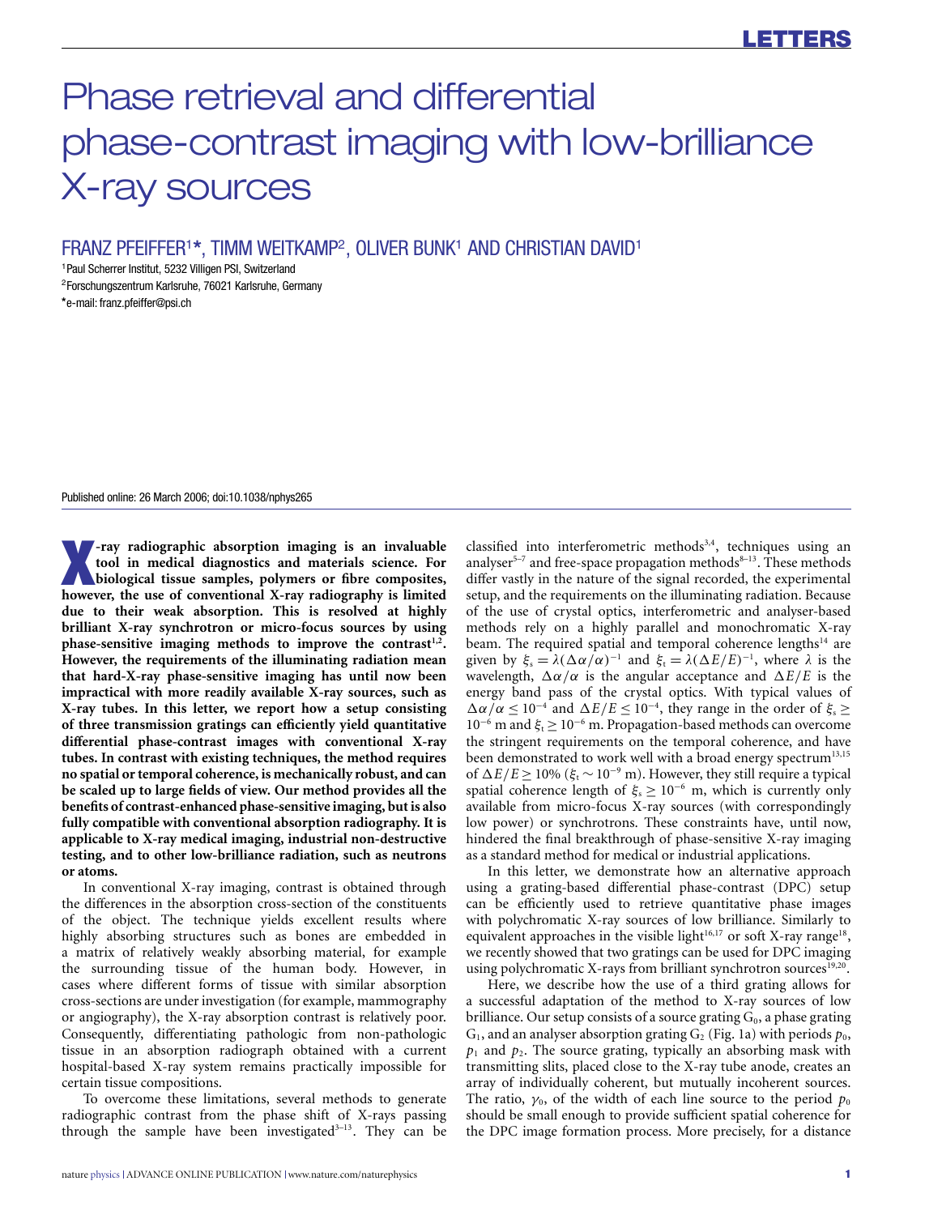# Phase retrieval and differential phase-contrast imaging with low-brilliance X-ray sources

FRANZ PFEIFFER[1]*, TIMM WEITKAMP[2], OLIVER BUNK[1] AND CHRISTIAN DAVID[1]

[1]Paul Scherrer Institut, 5232 Villigen PSI, Switzerland

[2]Forschungszentrum Karlsruhe, 76021 Karlsruhe, Germany

*e-mail: franz.pfeiffer@psi.ch

Published online: 26 March 2006; doi:10.1038/nphys265

**X-ray radiographic absorption imaging is an invaluable tool in medical diagnostics and materials science. For biological tissue samples, polymers or fibre composites, however, the use of conventional X-ray radiography is limited due to their weak absorption. This is resolved at highly brilliant X-ray synchrotron or micro-focus sources by using phase-sensitive imaging methods to improve the contrast[1,2]. However, the requirements of the illuminating radiation mean that hard-X-ray phase-sensitive imaging has until now been impractical with more readily available X-ray sources, such as X-ray tubes. In this letter, we report how a setup consisting of three transmission gratings can efficiently yield quantitative differential phase-contrast images with conventional X-ray tubes. In contrast with existing techniques, the method requires no spatial or temporal coherence, is mechanically robust, and can be scaled up to large fields of view. Our method provides all the benefits of contrast-enhanced phase-sensitive imaging, but is also fully compatible with conventional absorption radiography. It is applicable to X-ray medical imaging, industrial non-destructive testing, and to other low-brilliance radiation, such as neutrons or atoms.**

In conventional X-ray imaging, contrast is obtained through the differences in the absorption cross-section of the constituents of the object. The technique yields excellent results where highly absorbing structures such as bones are embedded in a matrix of relatively weakly absorbing material, for example the surrounding tissue of the human body. However, in cases where different forms of tissue with similar absorption cross-sections are under investigation (for example, mammography or angiography), the X-ray absorption contrast is relatively poor. Consequently, differentiating pathologic from non-pathologic tissue in an absorption radiograph obtained with a current hospital-based X-ray system remains practically impossible for certain tissue compositions.

To overcome these limitations, several methods to generate radiographic contrast from the phase shift of X-rays passing through the sample have been investigated[3–13]. They can be classified into interferometric methods[3,4], techniques using an analyser[5–7] and free-space propagation methods[8–13]. These methods differ vastly in the nature of the signal recorded, the experimental setup, and the requirements on the illuminating radiation. Because of the use of crystal optics, interferometric and analyser-based methods rely on a highly parallel and monochromatic X-ray beam. The required spatial and temporal coherence lengths[14] are given by $\xi_s = \lambda(\Delta\alpha/\alpha)^{-1}$ and $\xi_t = \lambda(\Delta E/E)^{-1}$, where $\lambda$ is the wavelength, $\Delta\alpha/\alpha$ is the angular acceptance and $\Delta E/E$ is the energy band pass of the crystal optics. With typical values of $\Delta\alpha/\alpha \leq 10^{-4}$ and $\Delta E/E \leq 10^{-4}$, they range in the order of $\xi_s \geq 10^{-6}$ m and $\xi_t \geq 10^{-6}$ m. Propagation-based methods can overcome the stringent requirements on the temporal coherence, and have been demonstrated to work well with a broad energy spectrum[13,15] of $\Delta E/E \geq 10\%$ ($\xi_t \sim 10^{-9}$ m). However, they still require a typical spatial coherence length of $\xi_s \geq 10^{-6}$ m, which is currently only available from micro-focus X-ray sources (with correspondingly low power) or synchrotrons. These constraints have, until now, hindered the final breakthrough of phase-sensitive X-ray imaging as a standard method for medical or industrial applications.

In this letter, we demonstrate how an alternative approach using a grating-based differential phase-contrast (DPC) setup can be efficiently used to retrieve quantitative phase images with polychromatic X-ray sources of low brilliance. Similarly to equivalent approaches in the visible light[16,17] or soft X-ray range[18], we recently showed that two gratings can be used for DPC imaging using polychromatic X-rays from brilliant synchrotron sources[19,20].

Here, we describe how the use of a third grating allows for a successful adaptation of the method to X-ray sources of low brilliance. Our setup consists of a source grating $G_0$, a phase grating $G_1$, and an analyser absorption grating $G_2$ (Fig. 1a) with periods $p_0$, $p_1$ and $p_2$. The source grating, typically an absorbing mask with transmitting slits, placed close to the X-ray tube anode, creates an array of individually coherent, but mutually incoherent sources. The ratio, $\gamma_0$, of the width of each line source to the period $p_0$ should be small enough to provide sufficient spatial coherence for the DPC image formation process. More precisely, for a distance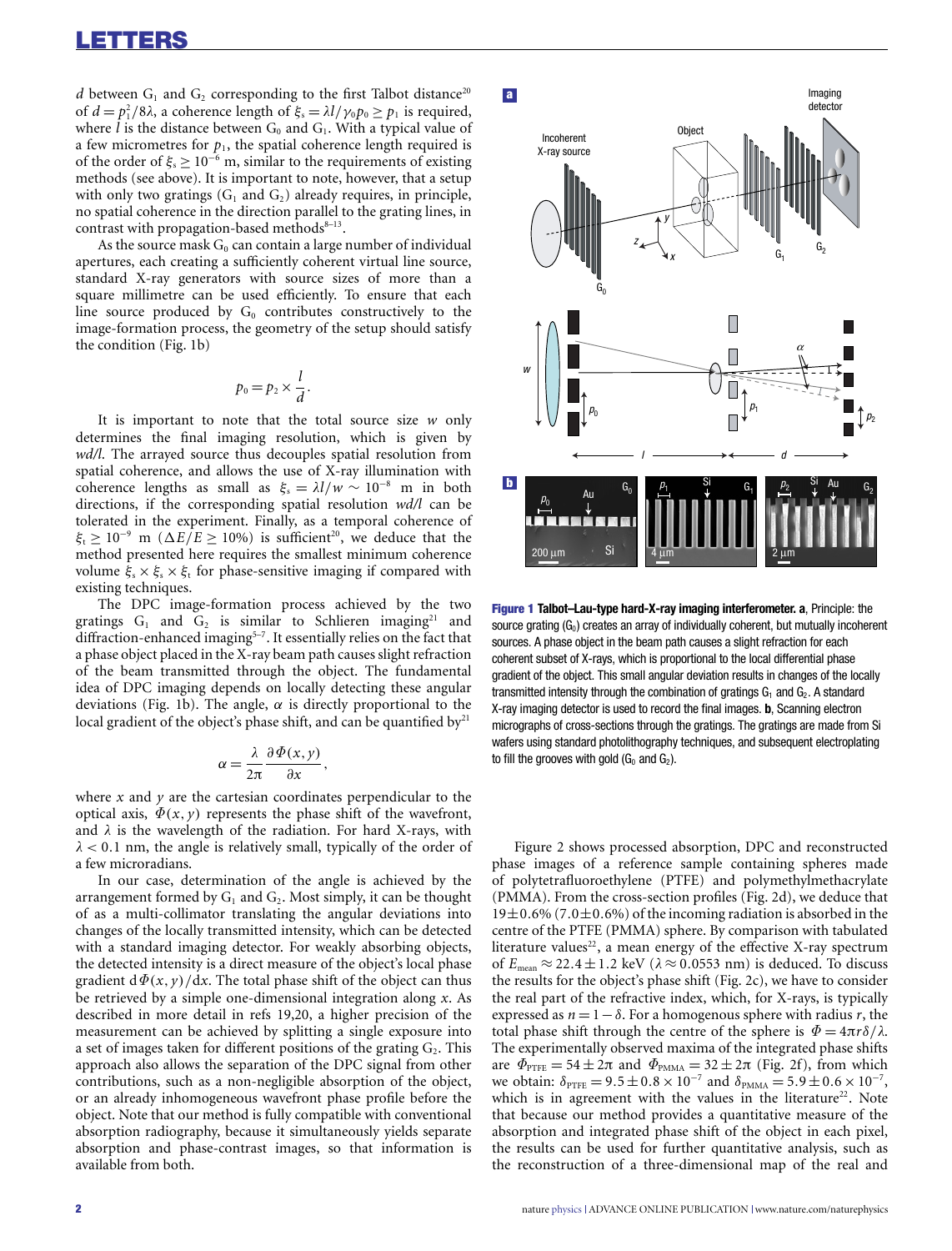$d$ between $G_1$ and $G_2$ corresponding to the first Talbot distance[20] of $d = p_1^2/8\lambda$, a coherence length of $\xi_s = \lambda l/\gamma_0 p_0 \geq p_1$ is required, where $l$ is the distance between $G_0$ and $G_1$. With a typical value of a few micrometres for $p_1$, the spatial coherence length required is of the order of $\xi_s \geq 10^{-6}$ m, similar to the requirements of existing methods (see above). It is important to note, however, that a setup with only two gratings ($G_1$ and $G_2$) already requires, in principle, no spatial coherence in the direction parallel to the grating lines, in contrast with propagation-based methods[8–13].

As the source mask $G_0$ can contain a large number of individual apertures, each creating a sufficiently coherent virtual line source, standard X-ray generators with source sizes of more than a square millimetre can be used efficiently. To ensure that each line source produced by $G_0$ contributes constructively to the image-formation process, the geometry of the setup should satisfy the condition (Fig. 1b)

$$p_0 = p_2 \times \frac{l}{d}.$$

It is important to note that the total source size $w$ only determines the final imaging resolution, which is given by $wd/l$. The arrayed source thus decouples spatial resolution from spatial coherence, and allows the use of X-ray illumination with coherence lengths as small as $\xi_s = \lambda l/w \sim 10^{-8}$ m in both directions, if the corresponding spatial resolution $wd/l$ can be tolerated in the experiment. Finally, as a temporal coherence of $\xi_t \geq 10^{-9}$ m ($\Delta E/E \geq 10\%$) is sufficient[20], we deduce that the method presented here requires the smallest minimum coherence volume $\xi_s \times \xi_s \times \xi_t$ for phase-sensitive imaging if compared with existing techniques.

The DPC image-formation process achieved by the two gratings $G_1$ and $G_2$ is similar to Schlieren imaging[21] and diffraction-enhanced imaging[5–7]. It essentially relies on the fact that a phase object placed in the X-ray beam path causes slight refraction of the beam transmitted through the object. The fundamental idea of DPC imaging depends on locally detecting these angular deviations (Fig. 1b). The angle, $\alpha$ is directly proportional to the local gradient of the object's phase shift, and can be quantified by[21]

$$\alpha = \frac{\lambda}{2\pi}\frac{\partial \Phi(x,y)}{\partial x},$$

where $x$ and $y$ are the cartesian coordinates perpendicular to the optical axis, $\Phi(x,y)$ represents the phase shift of the wavefront, and $\lambda$ is the wavelength of the radiation. For hard X-rays, with $\lambda < 0.1$ nm, the angle is relatively small, typically of the order of a few microradians.

In our case, determination of the angle is achieved by the arrangement formed by $G_1$ and $G_2$. Most simply, it can be thought of as a multi-collimator translating the angular deviations into changes of the locally transmitted intensity, which can be detected with a standard imaging detector. For weakly absorbing objects, the detected intensity is a direct measure of the object's local phase gradient $d\Phi(x,y)/dx$. The total phase shift of the object can thus be retrieved by a simple one-dimensional integration along $x$. As described in more detail in refs 19,20, a higher precision of the measurement can be achieved by splitting a single exposure into a set of images taken for different positions of the grating $G_2$. This approach also allows the separation of the DPC signal from other contributions, such as a non-negligible absorption of the object, or an already inhomogeneous wavefront phase profile before the object. Note that our method is fully compatible with conventional absorption radiography, because it simultaneously yields separate absorption and phase-contrast images, so that information is available from both.

a
Imaging detector
Object
Incoherent X-ray source
y
z
x
$G_0$
$G_1$
$G_2$
w
$\alpha$
$p_0$
$p_1$
$p_2$
l
d

b
$p_0$
Au
$G_0$
200 µm
Si
$p_1$
Si
$G_1$
4 µm
$p_2$
Si
Au
$G_2$
2 µm

**Figure 1 Talbot–Lau-type hard-X-ray imaging interferometer. a**, Principle: the source grating ($G_0$) creates an array of individually coherent, but mutually incoherent sources. A phase object in the beam path causes a slight refraction for each coherent subset of X-rays, which is proportional to the local differential phase gradient of the object. This small angular deviation results in changes of the locally transmitted intensity through the combination of gratings $G_1$ and $G_2$. A standard X-ray imaging detector is used to record the final images. **b**, Scanning electron micrographs of cross-sections through the gratings. The gratings are made from Si wafers using standard photolithography techniques, and subsequent electroplating to fill the grooves with gold ($G_0$ and $G_2$).

Figure 2 shows processed absorption, DPC and reconstructed phase images of a reference sample containing spheres made of polytetrafluoroethylene (PTFE) and polymethylmethacrylate (PMMA). From the cross-section profiles (Fig. 2d), we deduce that $19 \pm 0.6\%$ ($7.0 \pm 0.6\%$) of the incoming radiation is absorbed in the centre of the PTFE (PMMA) sphere. By comparison with tabulated literature values[22], a mean energy of the effective X-ray spectrum of $E_{\text{mean}} \approx 22.4 \pm 1.2$ keV ($\lambda \approx 0.0553$ nm) is deduced. To discuss the results for the object's phase shift (Fig. 2c), we have to consider the real part of the refractive index, which, for X-rays, is typically expressed as $n = 1 - \delta$. For a homogenous sphere with radius $r$, the total phase shift through the centre of the sphere is $\Phi = 4\pi r\delta/\lambda$. The experimentally observed maxima of the integrated phase shifts are $\Phi_{\text{PTFE}} = 54 \pm 2\pi$ and $\Phi_{\text{PMMA}} = 32 \pm 2\pi$ (Fig. 2f), from which we obtain: $\delta_{\text{PTFE}} = 9.5 \pm 0.8 \times 10^{-7}$ and $\delta_{\text{PMMA}} = 5.9 \pm 0.6 \times 10^{-7}$, which is in agreement with the values in the literature[22]. Note that because our method provides a quantitative measure of the absorption and integrated phase shift of the object in each pixel, the results can be used for further quantitative analysis, such as the reconstruction of a three-dimensional map of the real and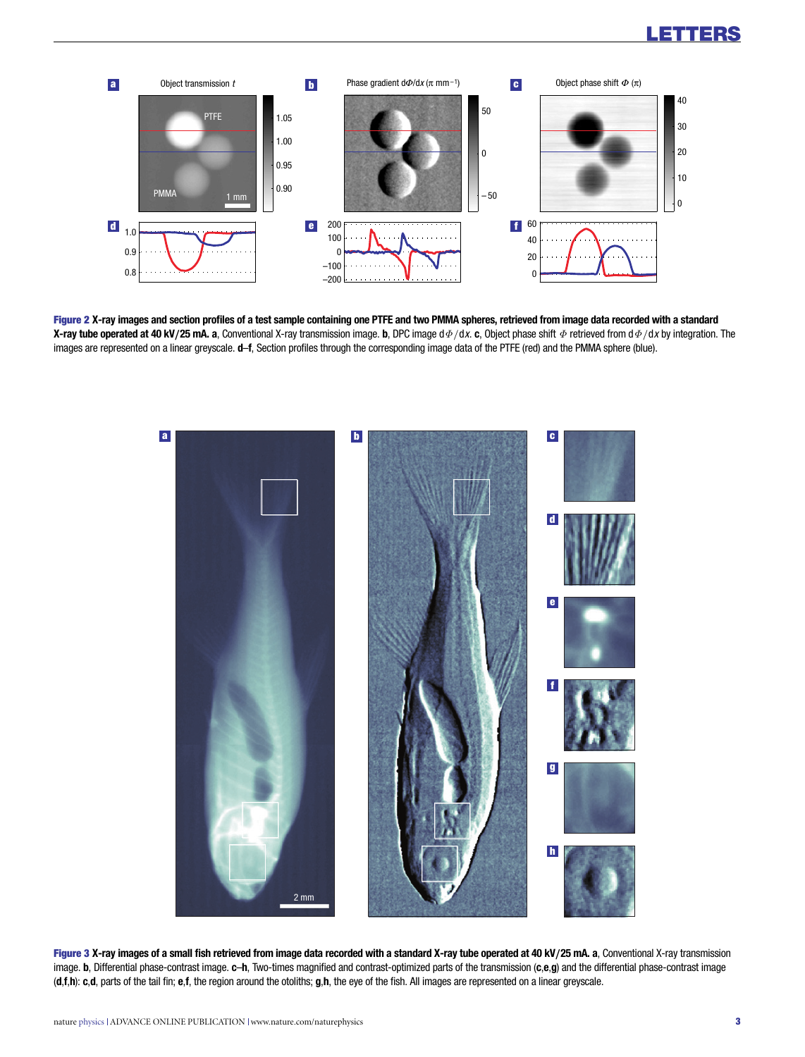a

Object transmission $t$

PTFE

PMMA

1 mm

1.05
1.00
0.95
0.90

b

Phase gradient $d\Phi/dx$ ($\pi$ mm$^{-1}$)

50
0
−50

c

Object phase shift $\Phi$ ($\pi$)

40
30
20
10
0

d

1.0
0.9
0.8

e

200
100
0
−100
−200

f

60
40
20
0

**Figure 2** **X-ray images and section profiles of a test sample containing one PTFE and two PMMA spheres, retrieved from image data recorded with a standard X-ray tube operated at 40 kV/25 mA.** **a**, Conventional X-ray transmission image. **b**, DPC image $d\Phi/dx$. **c**, Object phase shift $\Phi$ retrieved from $d\Phi/dx$ by integration. The images are represented on a linear greyscale. **d–f**, Section profiles through the corresponding image data of the PTFE (red) and the PMMA sphere (blue).

a

2 mm

b

c

d

e

f

g

h

**Figure 3** **X-ray images of a small fish retrieved from image data recorded with a standard X-ray tube operated at 40 kV/25 mA.** **a**, Conventional X-ray transmission image. **b**, Differential phase-contrast image. **c–h**, Two-times magnified and contrast-optimized parts of the transmission (**c**,**e**,**g**) and the differential phase-contrast image (**d**,**f**,**h**): **c**,**d**, parts of the tail fin; **e**,**f**, the region around the otoliths; **g**,**h**, the eye of the fish. All images are represented on a linear greyscale.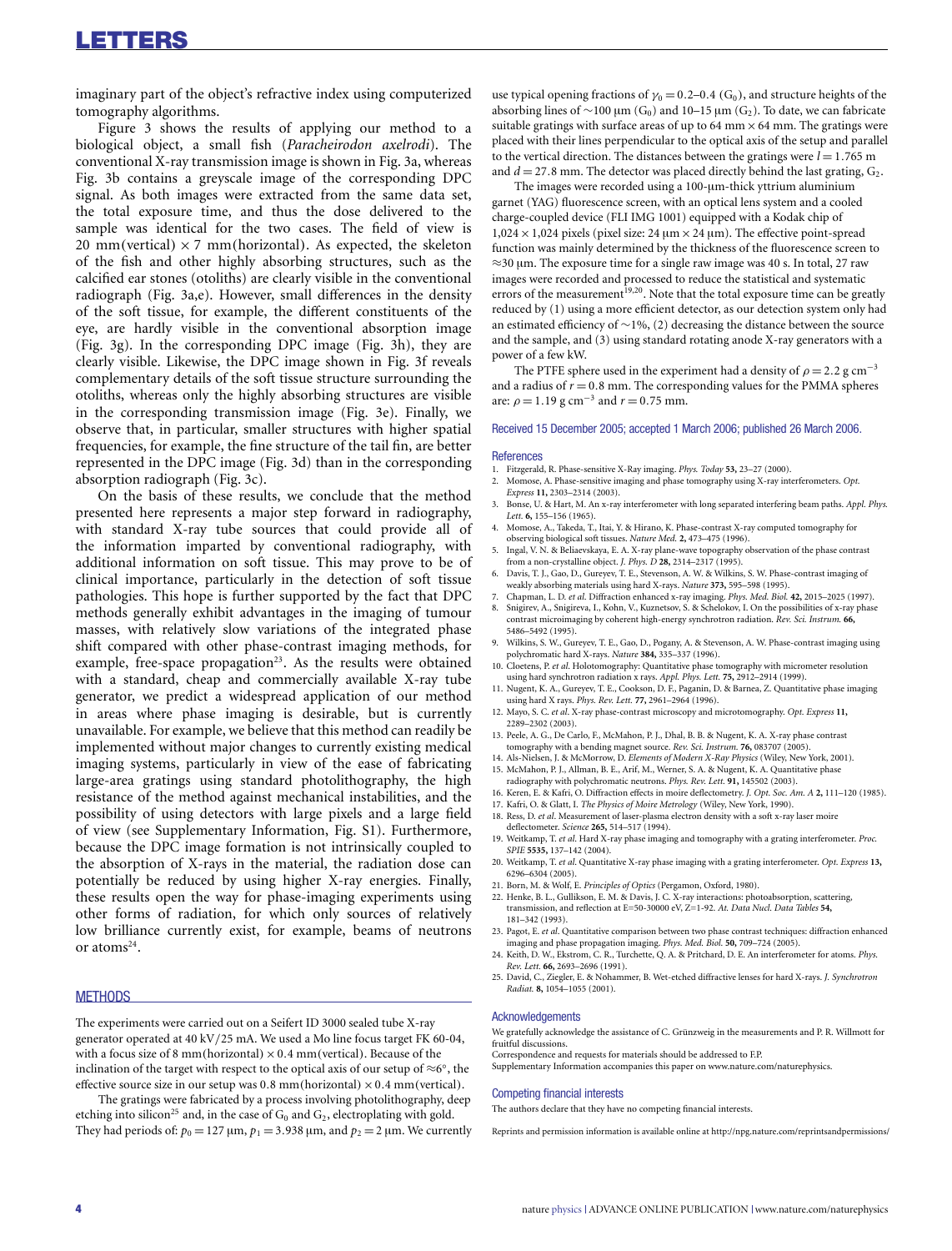imaginary part of the object's refractive index using computerized tomography algorithms.

Figure 3 shows the results of applying our method to a biological object, a small fish (*Paracheirodon axelrodi*). The conventional X-ray transmission image is shown in Fig. 3a, whereas Fig. 3b contains a greyscale image of the corresponding DPC signal. As both images were extracted from the same data set, the total exposure time, and thus the dose delivered to the sample was identical for the two cases. The field of view is 20 mm(vertical) × 7 mm(horizontal). As expected, the skeleton of the fish and other highly absorbing structures, such as the calcified ear stones (otoliths) are clearly visible in the conventional radiograph (Fig. 3a,e). However, small differences in the density of the soft tissue, for example, the different constituents of the eye, are hardly visible in the conventional absorption image (Fig. 3g). In the corresponding DPC image (Fig. 3h), they are clearly visible. Likewise, the DPC image shown in Fig. 3f reveals complementary details of the soft tissue structure surrounding the otoliths, whereas only the highly absorbing structures are visible in the corresponding transmission image (Fig. 3e). Finally, we observe that, in particular, smaller structures with higher spatial frequencies, for example, the fine structure of the tail fin, are better represented in the DPC image (Fig. 3d) than in the corresponding absorption radiograph (Fig. 3c).

On the basis of these results, we conclude that the method presented here represents a major step forward in radiography, with standard X-ray tube sources that could provide all of the information imparted by conventional radiography, with additional information on soft tissue. This may prove to be of clinical importance, particularly in the detection of soft tissue pathologies. This hope is further supported by the fact that DPC methods generally exhibit advantages in the imaging of tumour masses, with relatively slow variations of the integrated phase shift compared with other phase-contrast imaging methods, for example, free-space propagation[23]. As the results were obtained with a standard, cheap and commercially available X-ray tube generator, we predict a widespread application of our method in areas where phase imaging is desirable, but is currently unavailable. For example, we believe that this method can readily be implemented without major changes to currently existing medical imaging systems, particularly in view of the ease of fabricating large-area gratings using standard photolithography, the high resistance of the method against mechanical instabilities, and the possibility of using detectors with large pixels and a large field of view (see Supplementary Information, Fig. S1). Furthermore, because the DPC image formation is not intrinsically coupled to the absorption of X-rays in the material, the radiation dose can potentially be reduced by using higher X-ray energies. Finally, these results open the way for phase-imaging experiments using other forms of radiation, for which only sources of relatively low brilliance currently exist, for example, beams of neutrons or atoms[24].

## METHODS

The experiments were carried out on a Seifert ID 3000 sealed tube X-ray generator operated at 40 kV/25 mA. We used a Mo line focus target FK 60-04, with a focus size of 8 mm(horizontal) × 0.4 mm(vertical). Because of the inclination of the target with respect to the optical axis of our setup of ≈6°, the effective source size in our setup was 0.8 mm(horizontal) × 0.4 mm(vertical).

The gratings were fabricated by a process involving photolithography, deep etching into silicon[25] and, in the case of $G_0$ and $G_2$, electroplating with gold. They had periods of: $p_0 = 127$ μm, $p_1 = 3.938$ μm, and $p_2 = 2$ μm. We currently use typical opening fractions of $\gamma_0 = 0.2$–$0.4$ ($G_0$), and structure heights of the absorbing lines of ∼100 μm ($G_0$) and 10–15 μm ($G_2$). To date, we can fabricate suitable gratings with surface areas of up to 64 mm × 64 mm. The gratings were placed with their lines perpendicular to the optical axis of the setup and parallel to the vertical direction. The distances between the gratings were $l = 1.765$ m and $d = 27.8$ mm. The detector was placed directly behind the last grating, $G_2$.

The images were recorded using a 100-μm-thick yttrium aluminium garnet (YAG) fluorescence screen, with an optical lens system and a cooled charge-coupled device (FLI IMG 1001) equipped with a Kodak chip of 1,024 × 1,024 pixels (pixel size: 24 μm × 24 μm). The effective point-spread function was mainly determined by the thickness of the fluorescence screen to ≈30 μm. The exposure time for a single raw image was 40 s. In total, 27 raw images were recorded and processed to reduce the statistical and systematic errors of the measurement[19,20]. Note that the total exposure time can be greatly reduced by (1) using a more efficient detector, as our detection system only had an estimated efficiency of ∼1%, (2) decreasing the distance between the source and the sample, and (3) using standard rotating anode X-ray generators with a power of a few kW.

The PTFE sphere used in the experiment had a density of $\rho = 2.2$ g cm$^{-3}$ and a radius of $r = 0.8$ mm. The corresponding values for the PMMA spheres are: $\rho = 1.19$ g cm$^{-3}$ and $r = 0.75$ mm.

Received 15 December 2005; accepted 1 March 2006; published 26 March 2006.

## References

1. Fitzgerald, R. Phase-sensitive X-Ray imaging. *Phys. Today* **53,** 23–27 (2000).
2. Momose, A. Phase-sensitive imaging and phase tomography using X-ray interferometers. *Opt. Express* **11,** 2303–2314 (2003).
3. Bonse, U. & Hart, M. An x-ray interferometer with long separated interfering beam paths. *Appl. Phys. Lett.* **6,** 155–156 (1965).
4. Momose, A., Takeda, T., Itai, Y. & Hirano, K. Phase-contrast X-ray computed tomography for observing biological soft tissues. *Nature Med.* **2,** 473–475 (1996).
5. Ingal, V. N. & Beliaevskaya, E. A. X-ray plane-wave topography observation of the phase contrast from a non-crystalline object. *J. Phys. D* **28,** 2314–2317 (1995).
6. Davis, T. J., Gao, D., Gureyev, T. E., Stevenson, A. W. & Wilkins, S. W. Phase-contrast imaging of weakly absorbing materials using hard X-rays. *Nature* **373,** 595–598 (1995).
7. Chapman, L. D. *et al.* Diffraction enhanced x-ray imaging. *Phys. Med. Biol.* **42,** 2015–2025 (1997).
8. Snigirev, A., Snigireva, I., Kohn, V., Kuznetsov, S. & Schelokov, I. On the possibilities of x-ray phase contrast microimaging by coherent high-energy synchrotron radiation. *Rev. Sci. Instrum.* **66,** 5486–5492 (1995).
9. Wilkins, S. W., Gureyev, T. E., Gao, D., Pogany, A. & Stevenson, A. W. Phase-contrast imaging using polychromatic hard X-rays. *Nature* **384,** 335–337 (1996).
10. Cloetens, P. *et al.* Holotomography: Quantitative phase tomography with micrometer resolution using hard synchrotron radiation x rays. *Appl. Phys. Lett.* **75,** 2912–2914 (1999).
11. Nugent, K. A., Gureyev, T. E., Cookson, D. F., Paganin, D. & Barnea, Z. Quantitative phase imaging using hard X rays. *Phys. Rev. Lett.* **77,** 2961–2964 (1996).
12. Mayo, S. C. *et al.* X-ray phase-contrast microscopy and microtomography. *Opt. Express* **11,** 2289–2302 (2003).
13. Peele, A. G., De Carlo, F., McMahon, P. J., Dhal, B. B. & Nugent, K. A. X-ray phase contrast tomography with a bending magnet source. *Rev. Sci. Instrum.* **76,** 083707 (2005).
14. Als-Nielsen, J. & McMorrow, D. *Elements of Modern X-Ray Physics* (Wiley, New York, 2001).
15. McMahon, P. J., Allman, B. E., Arif, M., Werner, S. A. & Nugent, K. A. Quantitative phase radiography with polychromatic neutrons. *Phys. Rev. Lett.* **91,** 145502 (2003).
16. Keren, E. & Kafri, O. Diffraction effects in moire deflectometry. *J. Opt. Soc. Am. A* **2,** 111–120 (1985).
17. Kafri, O. & Glatt, I. *The Physics of Moire Metrology* (Wiley, New York, 1990).
18. Ress, D. *et al.* Measurement of laser-plasma electron density with a soft x-ray laser moire deflectometer. *Science* **265,** 514–517 (1994).
19. Weitkamp, T. *et al.* Hard X-ray phase imaging and tomography with a grating interferometer. *Proc. SPIE* **5535,** 137–142 (2004).
20. Weitkamp, T. *et al.* Quantitative X-ray phase imaging with a grating interferometer. *Opt. Express* **13,** 6296–6304 (2005).
21. Born, M. & Wolf, E. *Principles of Optics* (Pergamon, Oxford, 1980).
22. Henke, B. L., Gullikson, E. M. & Davis, J. C. X-ray interactions: photoabsorption, scattering, transmission, and reflection at E=50-30000 eV, Z=1-92. *At. Data Nucl. Data Tables* **54,** 181–342 (1993).
23. Pagot, E. *et al.* Quantitative comparison between two phase contrast techniques: diffraction enhanced imaging and phase propagation imaging. *Phys. Med. Biol.* **50,** 709–724 (2005).
24. Keith, D. W., Ekstrom, C. R., Turchette, Q. A. & Pritchard, D. E. An interferometer for atoms. *Phys. Rev. Lett.* **66,** 2693–2696 (1991).
25. David, C., Ziegler, E. & Nöhammer, B. Wet-etched diffractive lenses for hard X-rays. *J. Synchrotron Radiat.* **8,** 1054–1055 (2001).

## Acknowledgements

We gratefully acknowledge the assistance of C. Grünzweig in the measurements and P. R. Willmott for fruitful discussions.
Correspondence and requests for materials should be addressed to F.P.
Supplementary Information accompanies this paper on www.nature.com/naturephysics.

## Competing financial interests

The authors declare that they have no competing financial interests.

Reprints and permission information is available online at http://npg.nature.com/reprintsandpermissions/